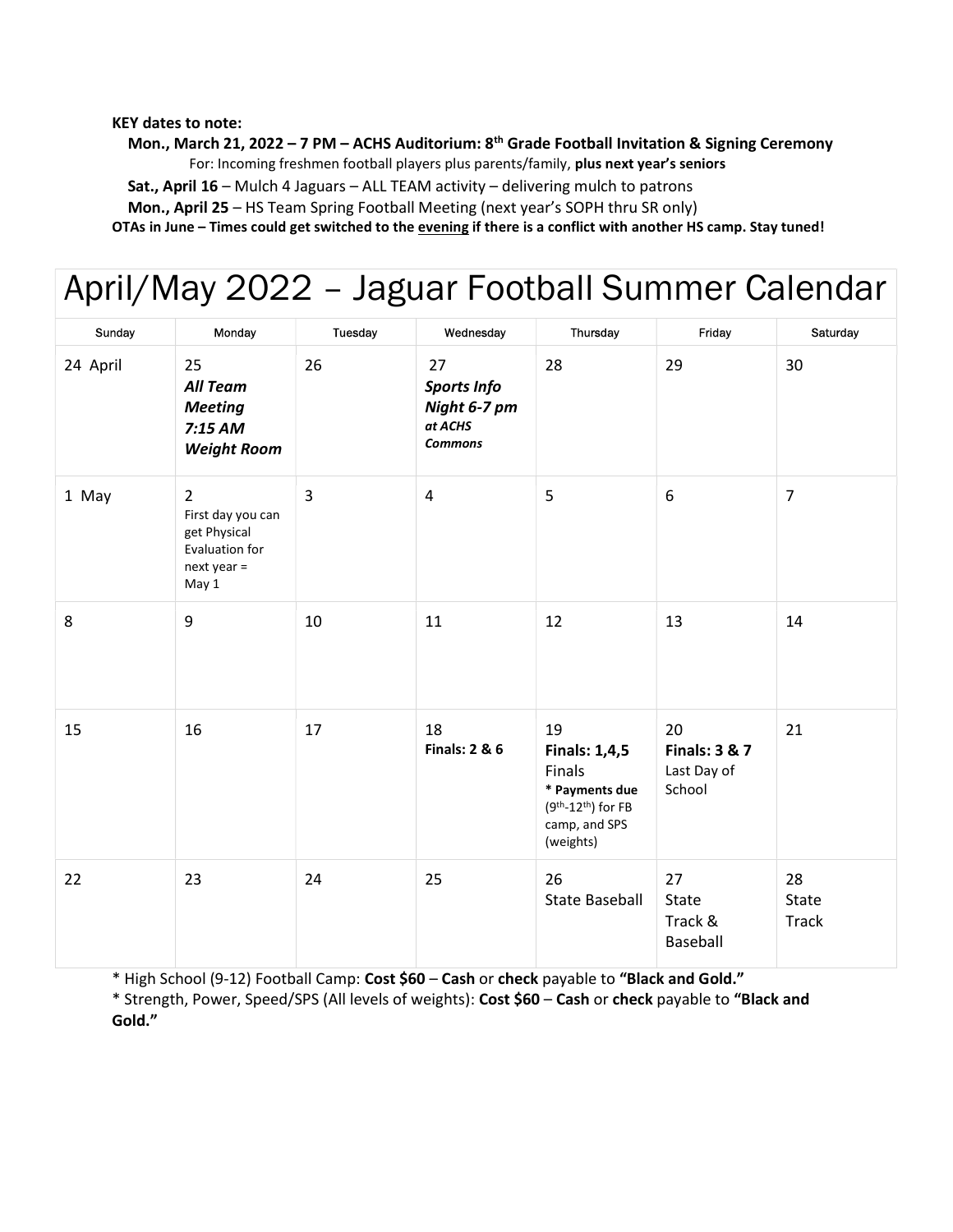**KEY dates to note:**

**Mon., March 21, 2022 – 7 PM – ACHS Auditorium: 8th Grade Football Invitation & Signing Ceremony**

For: Incoming freshmen football players plus parents/family, **plus next year's seniors**

**Sat., April 16** – Mulch 4 Jaguars – ALL TEAM activity – delivering mulch to patrons

**Mon., April 25** – HS Team Spring Football Meeting (next year's SOPH thru SR only)

**OTAs in June – Times could get switched to the evening if there is a conflict with another HS camp. Stay tuned!**

# April/May 2022 – Jaguar Football Summer Calendar

| Sunday | Monday | Tuesday | Wednesday | Thursday | Friday | Saturday |
|---|---|---|---|---|---|---|
| 24 April | 25 ***All Team Meeting 7:15 AM Weight Room*** | 26 | 27 ***Sports Info Night 6-7 pm at ACHS Commons*** | 28 | 29 | 30 |
| 1 May | 2 First day you can get Physical Evaluation for next year = May 1 | 3 | 4 | 5 | 6 | 7 |
| 8 | 9 | 10 | 11 | 12 | 13 | 14 |
| 15 | 16 | 17 | 18 **Finals: 2 & 6** | 19 **Finals: 1,4,5** Finals **\* Payments due** (9th-12th) for FB camp, and SPS (weights) | 20 **Finals: 3 & 7** Last Day of School | 21 |
| 22 | 23 | 24 | 25 | 26 State Baseball | 27 State Track & Baseball | 28 State Track |

\* High School (9-12) Football Camp: **Cost $60** – **Cash** or **check** payable to **"Black and Gold."**

\* Strength, Power, Speed/SPS (All levels of weights): **Cost $60** – **Cash** or **check** payable to **"Black and Gold."**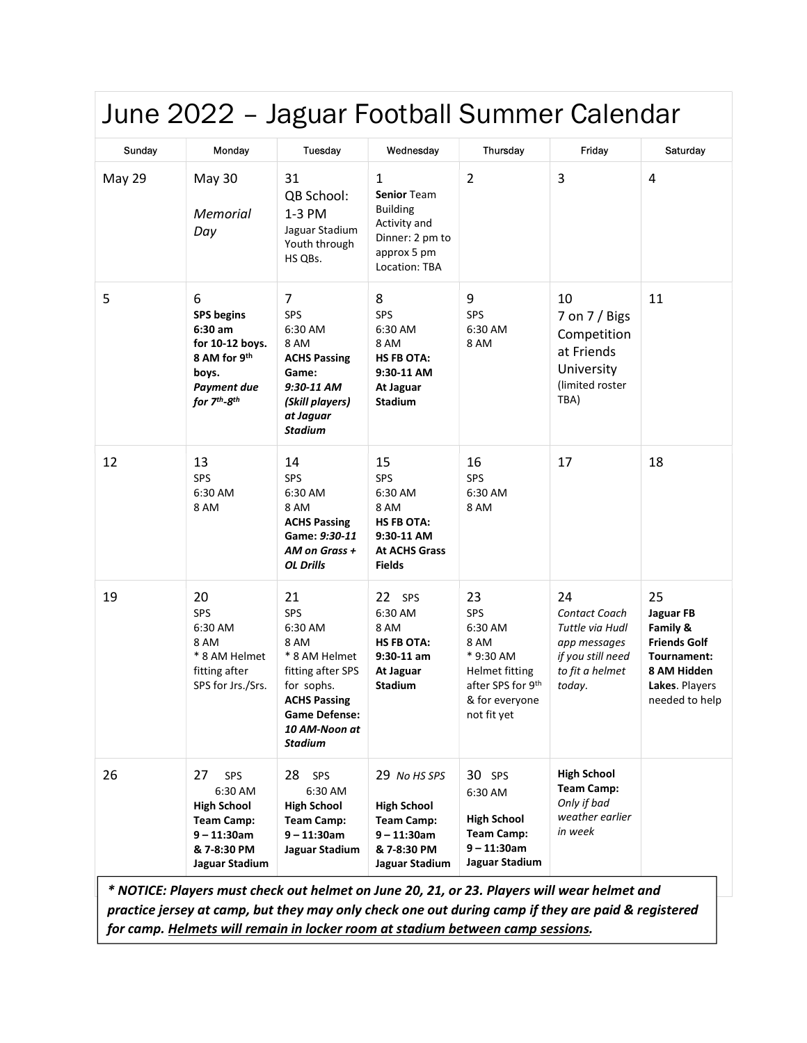# June 2022 – Jaguar Football Summer Calendar

| Sunday | Monday | Tuesday | Wednesday | Thursday | Friday | Saturday |
|---|---|---|---|---|---|---|
| May 29 | May 30<br>*Memorial Day* | 31<br>QB School: 1-3 PM<br>Jaguar Stadium<br>Youth through HS QBs. | 1<br>**Senior** Team Building Activity and Dinner: 2 pm to approx 5 pm<br>Location: TBA | 2 | 3 | 4 |
| 5 | 6<br>**SPS begins 6:30 am for 10-12 boys. 8 AM for 9th boys.**<br>***Payment due for 7th-8th*** | 7<br>SPS<br>6:30 AM<br>8 AM<br>**ACHS Passing Game:**<br>***9:30-11 AM (Skill players) at Jaguar Stadium*** | 8<br>SPS<br>6:30 AM<br>8 AM<br>**HS FB OTA: 9:30-11 AM At Jaguar Stadium** | 9<br>SPS<br>6:30 AM<br>8 AM | 10<br>7 on 7 / Bigs Competition at Friends University<br>(limited roster TBA) | 11 |
| 12 | 13<br>SPS<br>6:30 AM<br>8 AM | 14<br>SPS<br>6:30 AM<br>8 AM<br>**ACHS Passing Game:** ***9:30-11 AM on Grass + OL Drills*** | 15<br>SPS<br>6:30 AM<br>8 AM<br>**HS FB OTA: 9:30-11 AM At ACHS Grass Fields** | 16<br>SPS<br>6:30 AM<br>8 AM | 17 | 18 |
| 19 | 20<br>SPS<br>6:30 AM<br>8 AM<br>* 8 AM Helmet fitting after SPS for Jrs./Srs. | 21<br>SPS<br>6:30 AM<br>8 AM<br>* 8 AM Helmet fitting after SPS for sophs.<br>**ACHS Passing Game Defense:** ***10 AM-Noon at Stadium*** | 22 SPS<br>6:30 AM<br>8 AM<br>**HS FB OTA: 9:30-11 am At Jaguar Stadium** | 23<br>SPS<br>6:30 AM<br>8 AM<br>* 9:30 AM Helmet fitting after SPS for 9th & for everyone not fit yet | 24<br>*Contact Coach Tuttle via Hudl app messages if you still need to fit a helmet today.* | 25<br>**Jaguar FB Family & Friends Golf Tournament: 8 AM Hidden Lakes**. Players needed to help |
| 26 | 27 SPS<br>6:30 AM<br>**High School Team Camp: 9 – 11:30am & 7-8:30 PM Jaguar Stadium** | 28 SPS<br>6:30 AM<br>**High School Team Camp: 9 – 11:30am Jaguar Stadium** | 29 *No HS SPS*<br>**High School Team Camp: 9 – 11:30am & 7-8:30 PM Jaguar Stadium** | 30 SPS<br>6:30 AM<br>**High School Team Camp: 9 – 11:30am Jaguar Stadium** | **High School Team Camp:**<br>*Only if bad weather earlier in week* | |

***\* NOTICE: Players must check out helmet on June 20, 21, or 23. Players will wear helmet and practice jersey at camp, but they may only check one out during camp if they are paid & registered for camp. <u>Helmets will remain in locker room at stadium between camp sessions</u>.***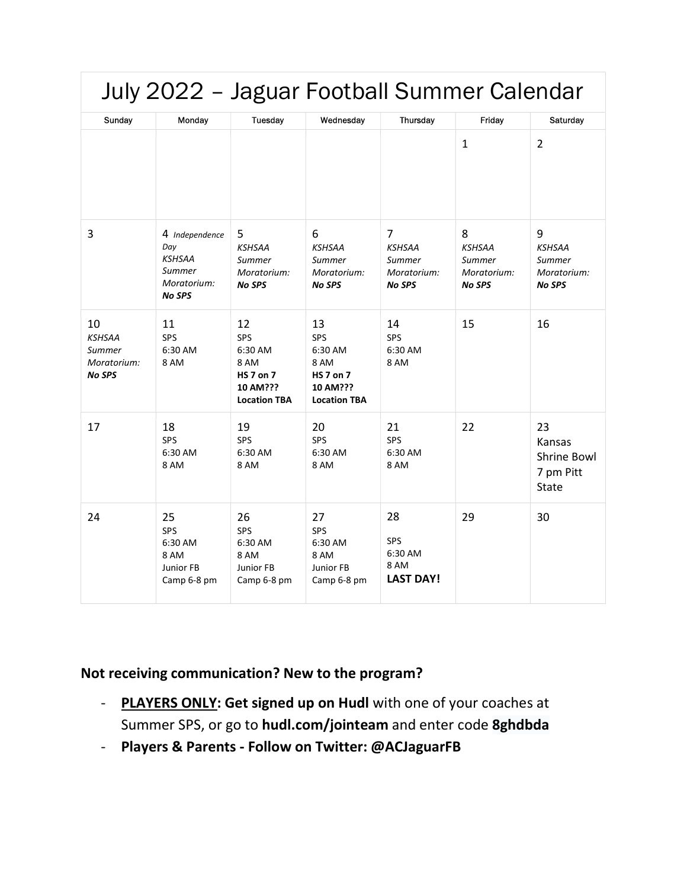# July 2022 – Jaguar Football Summer Calendar

| Sunday | Monday | Tuesday | Wednesday | Thursday | Friday | Saturday |
|---|---|---|---|---|---|---|
| | | | | | 1 | 2 |
| 3 | 4 *Independence Day* *KSHSAA Summer Moratorium:* ***No SPS*** | 5 *KSHSAA Summer Moratorium:* ***No SPS*** | 6 *KSHSAA Summer Moratorium:* ***No SPS*** | 7 *KSHSAA Summer Moratorium:* ***No SPS*** | 8 *KSHSAA Summer Moratorium:* ***No SPS*** | 9 *KSHSAA Summer Moratorium:* ***No SPS*** |
| 10 *KSHSAA Summer Moratorium:* ***No SPS*** | 11 SPS 6:30 AM 8 AM | 12 SPS 6:30 AM 8 AM **HS 7 on 7 10 AM??? Location TBA** | 13 SPS 6:30 AM 8 AM **HS 7 on 7 10 AM??? Location TBA** | 14 SPS 6:30 AM 8 AM | 15 | 16 |
| 17 | 18 SPS 6:30 AM 8 AM | 19 SPS 6:30 AM 8 AM | 20 SPS 6:30 AM 8 AM | 21 SPS 6:30 AM 8 AM | 22 | 23 Kansas Shrine Bowl 7 pm Pitt State |
| 24 | 25 SPS 6:30 AM 8 AM Junior FB Camp 6-8 pm | 26 SPS 6:30 AM 8 AM Junior FB Camp 6-8 pm | 27 SPS 6:30 AM 8 AM Junior FB Camp 6-8 pm | 28 SPS 6:30 AM 8 AM **LAST DAY!** | 29 | 30 |

**Not receiving communication? New to the program?**

- **PLAYERS ONLY: Get signed up on Hudl** with one of your coaches at Summer SPS, or go to **hudl.com/jointeam** and enter code **8ghdbda**
- **Players & Parents - Follow on Twitter: @ACJaguarFB**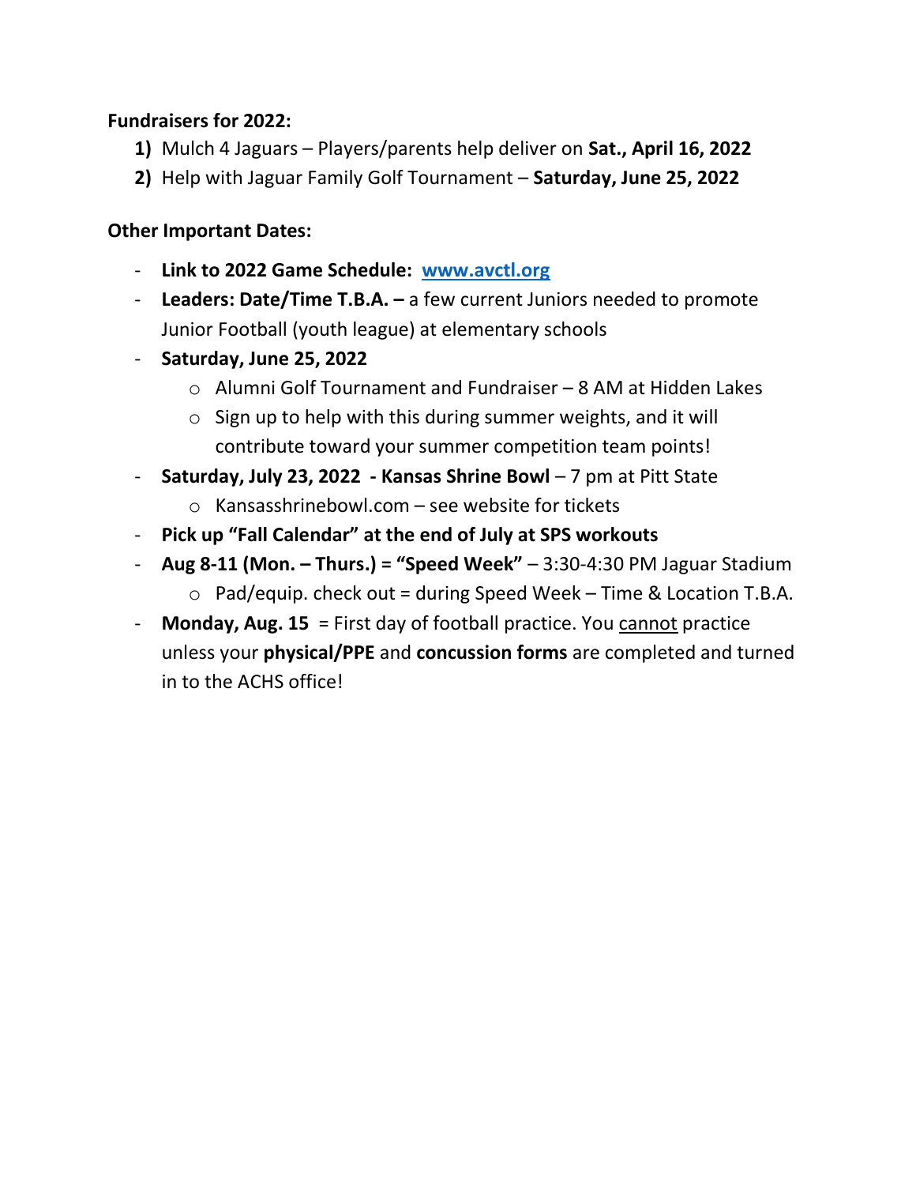**Fundraisers for 2022:**

1) Mulch 4 Jaguars – Players/parents help deliver on **Sat., April 16, 2022**
2) Help with Jaguar Family Golf Tournament – **Saturday, June 25, 2022**

**Other Important Dates:**

- **Link to 2022 Game Schedule: [www.avctl.org](http://www.avctl.org)**
- **Leaders: Date/Time T.B.A. –** a few current Juniors needed to promote Junior Football (youth league) at elementary schools
- **Saturday, June 25, 2022**
    - Alumni Golf Tournament and Fundraiser – 8 AM at Hidden Lakes
    - Sign up to help with this during summer weights, and it will contribute toward your summer competition team points!
- **Saturday, July 23, 2022 - Kansas Shrine Bowl** – 7 pm at Pitt State
    - Kansasshrinebowl.com – see website for tickets
- **Pick up "Fall Calendar" at the end of July at SPS workouts**
- **Aug 8-11 (Mon. – Thurs.) = "Speed Week"** – 3:30-4:30 PM Jaguar Stadium
    - Pad/equip. check out = during Speed Week – Time & Location T.B.A.
- **Monday, Aug. 15** = First day of football practice. You <u>cannot</u> practice unless your **physical/PPE** and **concussion forms** are completed and turned in to the ACHS office!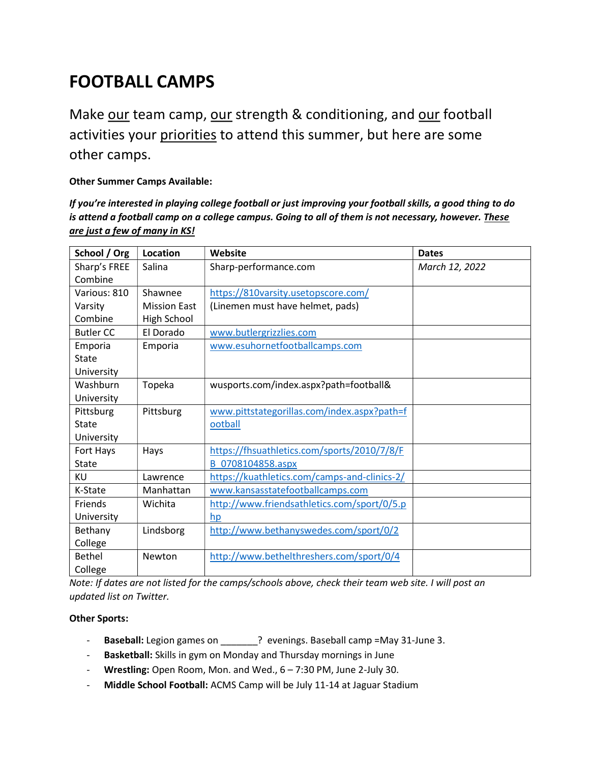# FOOTBALL CAMPS

Make our team camp, our strength & conditioning, and our football activities your priorities to attend this summer, but here are some other camps.

**Other Summer Camps Available:**

***If you're interested in playing college football or just improving your football skills, a good thing to do is attend a football camp on a college campus. Going to all of them is not necessary, however. These are just a few of many in KS!***

| School / Org | Location | Website | Dates |
|---|---|---|---|
| Sharp's FREE Combine | Salina | Sharp-performance.com | *March 12, 2022* |
| Various: 810 Varsity Combine | Shawnee Mission East High School | https://810varsity.usetopscore.com/ (Linemen must have helmet, pads) | |
| Butler CC | El Dorado | www.butlergrizzlies.com | |
| Emporia State University | Emporia | www.esuhornetfootballcamps.com | |
| Washburn University | Topeka | wusports.com/index.aspx?path=football& | |
| Pittsburg State University | Pittsburg | www.pittstategorillas.com/index.aspx?path=football | |
| Fort Hays State | Hays | https://fhsuathletics.com/sports/2010/7/8/FB_0708104858.aspx | |
| KU | Lawrence | https://kuathletics.com/camps-and-clinics-2/ | |
| K-State | Manhattan | www.kansasstatefootballcamps.com | |
| Friends University | Wichita | http://www.friendsathletics.com/sport/0/5.php | |
| Bethany College | Lindsborg | http://www.bethanyswedes.com/sport/0/2 | |
| Bethel College | Newton | http://www.bethelthreshers.com/sport/0/4 | |

*Note: If dates are not listed for the camps/schools above, check their team web site. I will post an updated list on Twitter.*

**Other Sports:**

- **Baseball:** Legion games on _______? evenings. Baseball camp =May 31-June 3.
- **Basketball:** Skills in gym on Monday and Thursday mornings in June
- **Wrestling:** Open Room, Mon. and Wed., 6 – 7:30 PM, June 2-July 30.
- **Middle School Football:** ACMS Camp will be July 11-14 at Jaguar Stadium